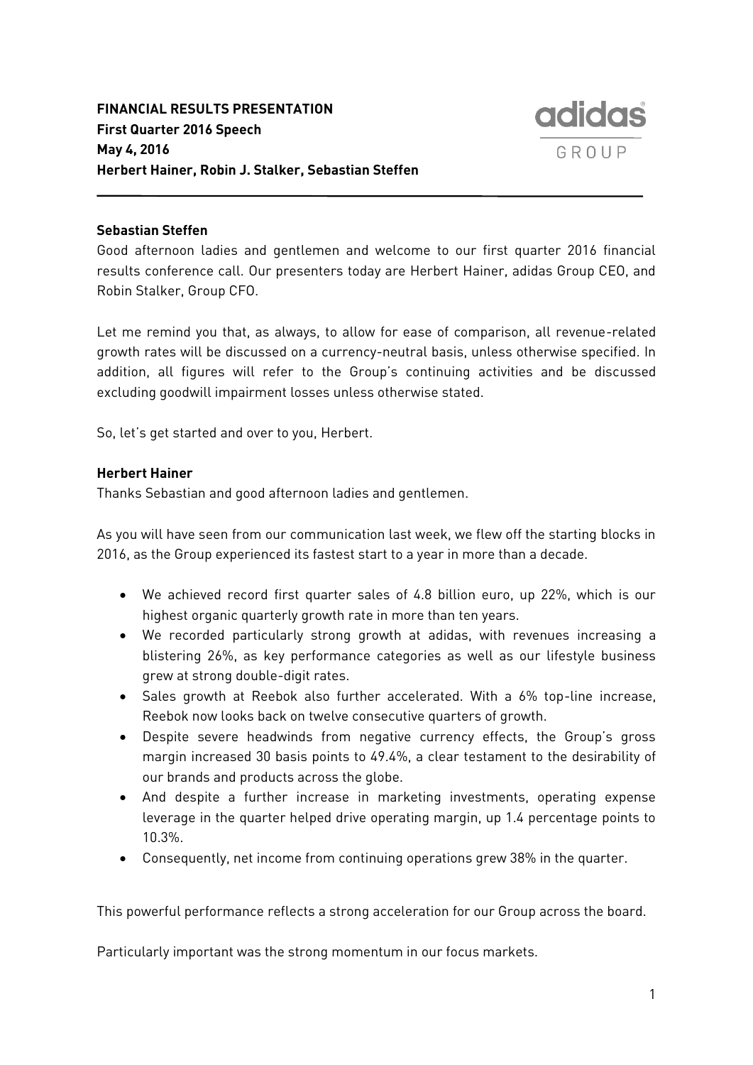**FINANCIAL RESULTS PRESENTATION**
**First Quarter 2016 Speech**
**May 4, 2016**
**Herbert Hainer, Robin J. Stalker, Sebastian Steffen**

**Sebastian Steffen**

Good afternoon ladies and gentlemen and welcome to our first quarter 2016 financial results conference call. Our presenters today are Herbert Hainer, adidas Group CEO, and Robin Stalker, Group CFO.

Let me remind you that, as always, to allow for ease of comparison, all revenue-related growth rates will be discussed on a currency-neutral basis, unless otherwise specified. In addition, all figures will refer to the Group's continuing activities and be discussed excluding goodwill impairment losses unless otherwise stated.

So, let's get started and over to you, Herbert.

**Herbert Hainer**

Thanks Sebastian and good afternoon ladies and gentlemen.

As you will have seen from our communication last week, we flew off the starting blocks in 2016, as the Group experienced its fastest start to a year in more than a decade.

- We achieved record first quarter sales of 4.8 billion euro, up 22%, which is our highest organic quarterly growth rate in more than ten years.
- We recorded particularly strong growth at adidas, with revenues increasing a blistering 26%, as key performance categories as well as our lifestyle business grew at strong double-digit rates.
- Sales growth at Reebok also further accelerated. With a 6% top-line increase, Reebok now looks back on twelve consecutive quarters of growth.
- Despite severe headwinds from negative currency effects, the Group's gross margin increased 30 basis points to 49.4%, a clear testament to the desirability of our brands and products across the globe.
- And despite a further increase in marketing investments, operating expense leverage in the quarter helped drive operating margin, up 1.4 percentage points to 10.3%.
- Consequently, net income from continuing operations grew 38% in the quarter.

This powerful performance reflects a strong acceleration for our Group across the board.

Particularly important was the strong momentum in our focus markets.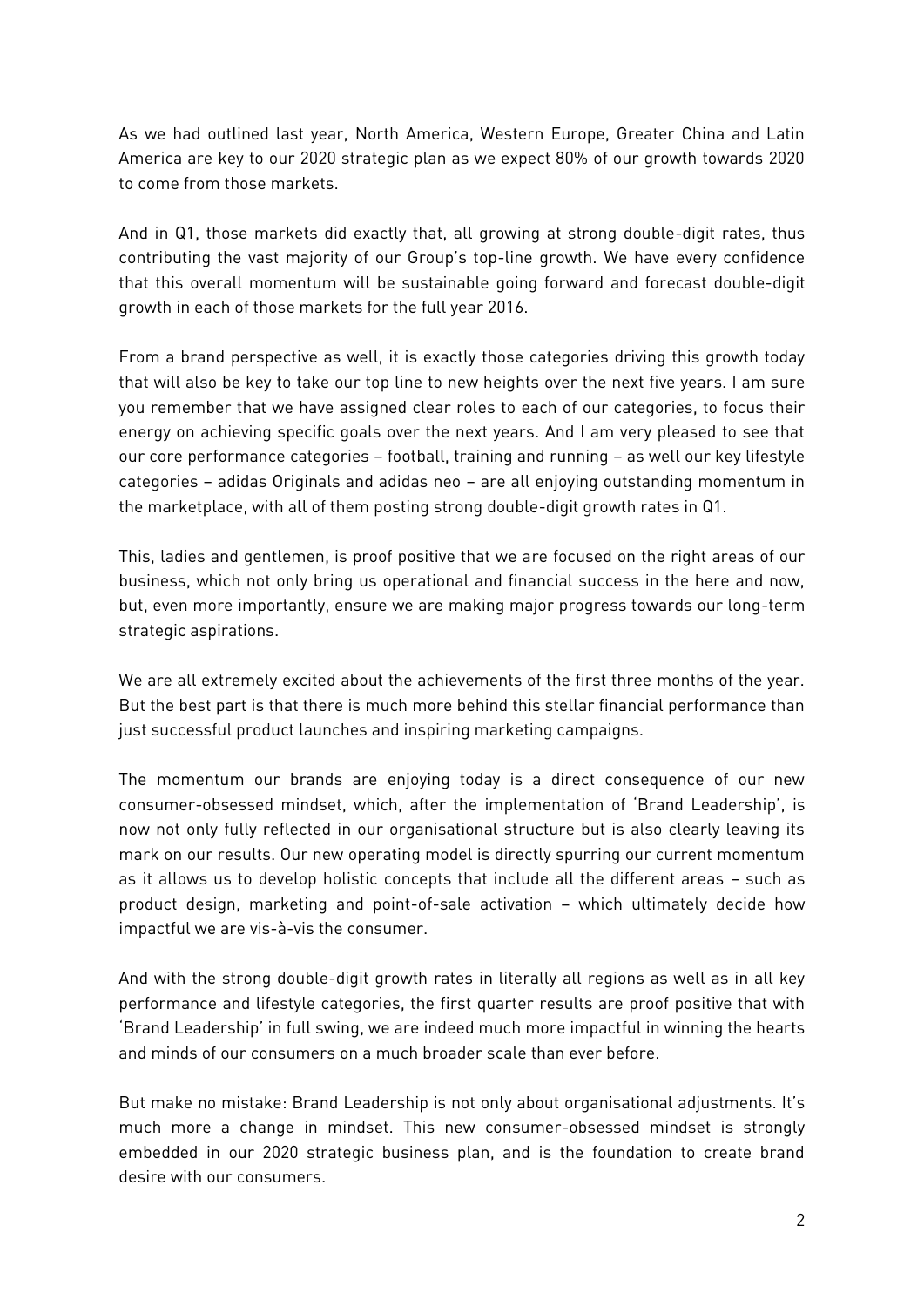As we had outlined last year, North America, Western Europe, Greater China and Latin America are key to our 2020 strategic plan as we expect 80% of our growth towards 2020 to come from those markets.

And in Q1, those markets did exactly that, all growing at strong double-digit rates, thus contributing the vast majority of our Group's top-line growth. We have every confidence that this overall momentum will be sustainable going forward and forecast double-digit growth in each of those markets for the full year 2016.

From a brand perspective as well, it is exactly those categories driving this growth today that will also be key to take our top line to new heights over the next five years. I am sure you remember that we have assigned clear roles to each of our categories, to focus their energy on achieving specific goals over the next years. And I am very pleased to see that our core performance categories – football, training and running – as well our key lifestyle categories – adidas Originals and adidas neo – are all enjoying outstanding momentum in the marketplace, with all of them posting strong double-digit growth rates in Q1.

This, ladies and gentlemen, is proof positive that we are focused on the right areas of our business, which not only bring us operational and financial success in the here and now, but, even more importantly, ensure we are making major progress towards our long-term strategic aspirations.

We are all extremely excited about the achievements of the first three months of the year. But the best part is that there is much more behind this stellar financial performance than just successful product launches and inspiring marketing campaigns.

The momentum our brands are enjoying today is a direct consequence of our new consumer-obsessed mindset, which, after the implementation of 'Brand Leadership', is now not only fully reflected in our organisational structure but is also clearly leaving its mark on our results. Our new operating model is directly spurring our current momentum as it allows us to develop holistic concepts that include all the different areas – such as product design, marketing and point-of-sale activation – which ultimately decide how impactful we are vis-à-vis the consumer.

And with the strong double-digit growth rates in literally all regions as well as in all key performance and lifestyle categories, the first quarter results are proof positive that with 'Brand Leadership' in full swing, we are indeed much more impactful in winning the hearts and minds of our consumers on a much broader scale than ever before.

But make no mistake: Brand Leadership is not only about organisational adjustments. It's much more a change in mindset. This new consumer-obsessed mindset is strongly embedded in our 2020 strategic business plan, and is the foundation to create brand desire with our consumers.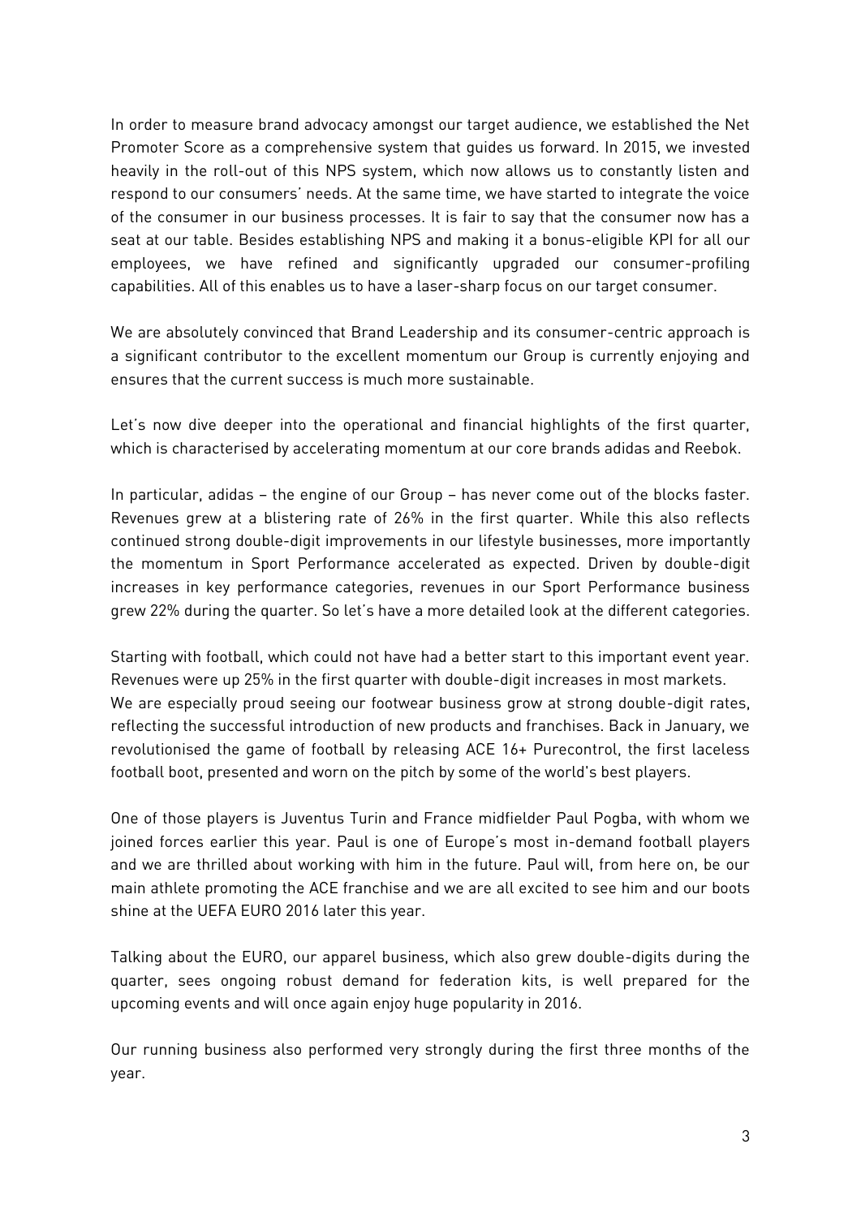In order to measure brand advocacy amongst our target audience, we established the Net Promoter Score as a comprehensive system that guides us forward. In 2015, we invested heavily in the roll-out of this NPS system, which now allows us to constantly listen and respond to our consumers' needs. At the same time, we have started to integrate the voice of the consumer in our business processes. It is fair to say that the consumer now has a seat at our table. Besides establishing NPS and making it a bonus-eligible KPI for all our employees, we have refined and significantly upgraded our consumer-profiling capabilities. All of this enables us to have a laser-sharp focus on our target consumer.

We are absolutely convinced that Brand Leadership and its consumer-centric approach is a significant contributor to the excellent momentum our Group is currently enjoying and ensures that the current success is much more sustainable.

Let's now dive deeper into the operational and financial highlights of the first quarter, which is characterised by accelerating momentum at our core brands adidas and Reebok.

In particular, adidas – the engine of our Group – has never come out of the blocks faster. Revenues grew at a blistering rate of 26% in the first quarter. While this also reflects continued strong double-digit improvements in our lifestyle businesses, more importantly the momentum in Sport Performance accelerated as expected. Driven by double-digit increases in key performance categories, revenues in our Sport Performance business grew 22% during the quarter. So let's have a more detailed look at the different categories.

Starting with football, which could not have had a better start to this important event year. Revenues were up 25% in the first quarter with double-digit increases in most markets. We are especially proud seeing our footwear business grow at strong double-digit rates, reflecting the successful introduction of new products and franchises. Back in January, we revolutionised the game of football by releasing ACE 16+ Purecontrol, the first laceless football boot, presented and worn on the pitch by some of the world's best players.

One of those players is Juventus Turin and France midfielder Paul Pogba, with whom we joined forces earlier this year. Paul is one of Europe's most in-demand football players and we are thrilled about working with him in the future. Paul will, from here on, be our main athlete promoting the ACE franchise and we are all excited to see him and our boots shine at the UEFA EURO 2016 later this year.

Talking about the EURO, our apparel business, which also grew double-digits during the quarter, sees ongoing robust demand for federation kits, is well prepared for the upcoming events and will once again enjoy huge popularity in 2016.

Our running business also performed very strongly during the first three months of the year.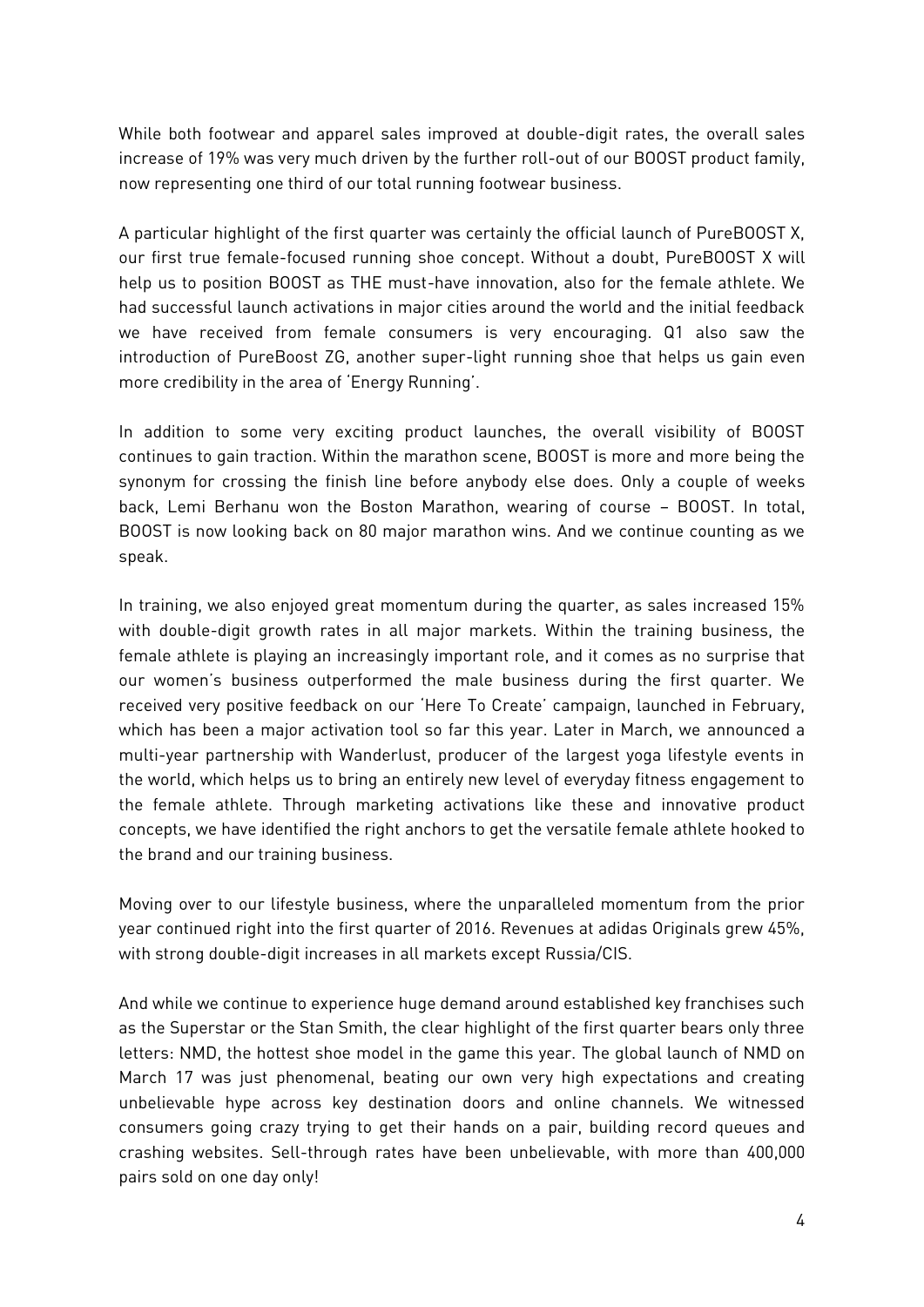While both footwear and apparel sales improved at double-digit rates, the overall sales increase of 19% was very much driven by the further roll-out of our BOOST product family, now representing one third of our total running footwear business.

A particular highlight of the first quarter was certainly the official launch of PureBOOST X, our first true female-focused running shoe concept. Without a doubt, PureBOOST X will help us to position BOOST as THE must-have innovation, also for the female athlete. We had successful launch activations in major cities around the world and the initial feedback we have received from female consumers is very encouraging. Q1 also saw the introduction of PureBoost ZG, another super-light running shoe that helps us gain even more credibility in the area of 'Energy Running'.

In addition to some very exciting product launches, the overall visibility of BOOST continues to gain traction. Within the marathon scene, BOOST is more and more being the synonym for crossing the finish line before anybody else does. Only a couple of weeks back, Lemi Berhanu won the Boston Marathon, wearing of course – BOOST. In total, BOOST is now looking back on 80 major marathon wins. And we continue counting as we speak.

In training, we also enjoyed great momentum during the quarter, as sales increased 15% with double-digit growth rates in all major markets. Within the training business, the female athlete is playing an increasingly important role, and it comes as no surprise that our women's business outperformed the male business during the first quarter. We received very positive feedback on our 'Here To Create' campaign, launched in February, which has been a major activation tool so far this year. Later in March, we announced a multi-year partnership with Wanderlust, producer of the largest yoga lifestyle events in the world, which helps us to bring an entirely new level of everyday fitness engagement to the female athlete. Through marketing activations like these and innovative product concepts, we have identified the right anchors to get the versatile female athlete hooked to the brand and our training business.

Moving over to our lifestyle business, where the unparalleled momentum from the prior year continued right into the first quarter of 2016. Revenues at adidas Originals grew 45%, with strong double-digit increases in all markets except Russia/CIS.

And while we continue to experience huge demand around established key franchises such as the Superstar or the Stan Smith, the clear highlight of the first quarter bears only three letters: NMD, the hottest shoe model in the game this year. The global launch of NMD on March 17 was just phenomenal, beating our own very high expectations and creating unbelievable hype across key destination doors and online channels. We witnessed consumers going crazy trying to get their hands on a pair, building record queues and crashing websites. Sell-through rates have been unbelievable, with more than 400,000 pairs sold on one day only!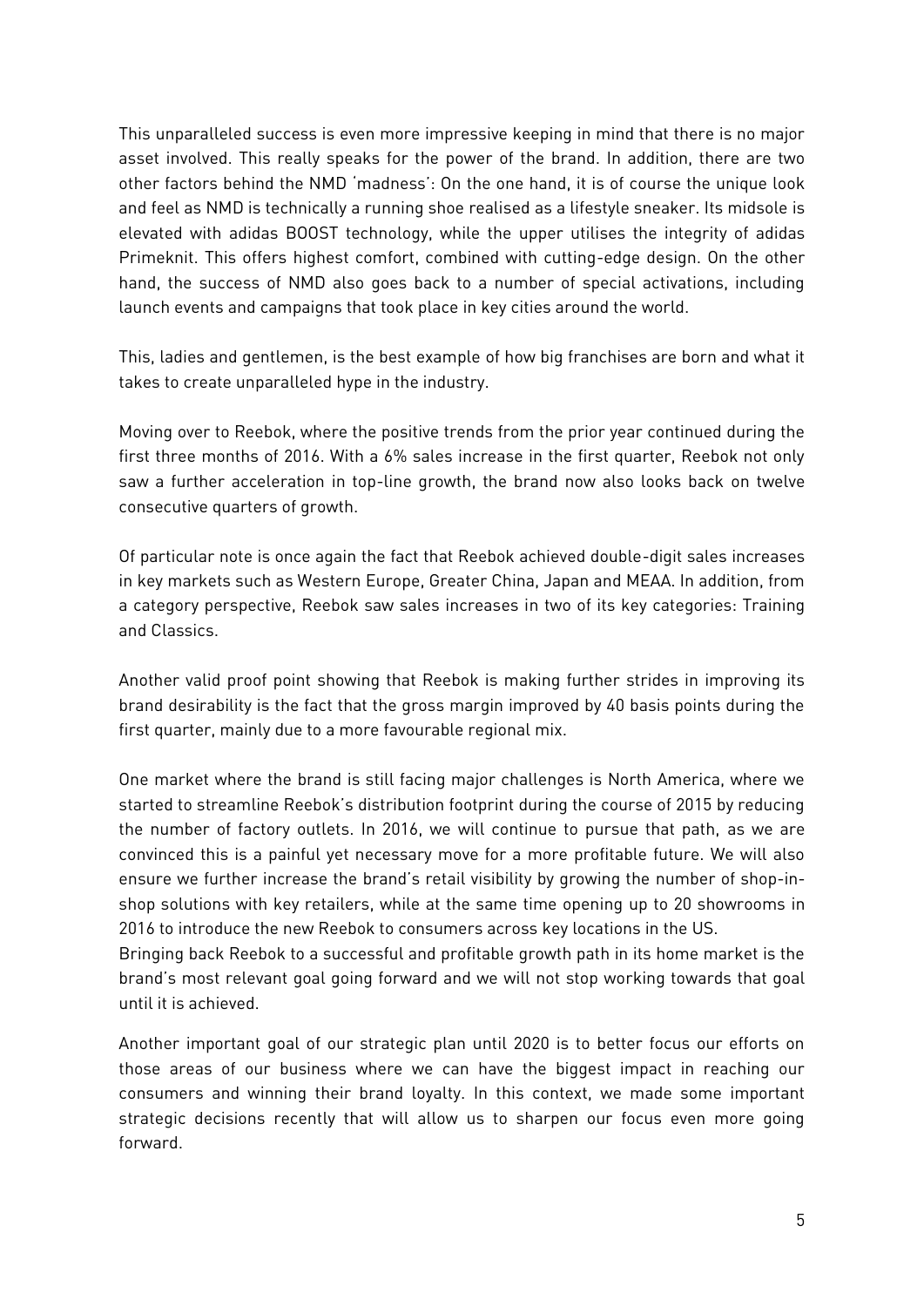This unparalleled success is even more impressive keeping in mind that there is no major asset involved. This really speaks for the power of the brand. In addition, there are two other factors behind the NMD 'madness': On the one hand, it is of course the unique look and feel as NMD is technically a running shoe realised as a lifestyle sneaker. Its midsole is elevated with adidas BOOST technology, while the upper utilises the integrity of adidas Primeknit. This offers highest comfort, combined with cutting-edge design. On the other hand, the success of NMD also goes back to a number of special activations, including launch events and campaigns that took place in key cities around the world.

This, ladies and gentlemen, is the best example of how big franchises are born and what it takes to create unparalleled hype in the industry.

Moving over to Reebok, where the positive trends from the prior year continued during the first three months of 2016. With a 6% sales increase in the first quarter, Reebok not only saw a further acceleration in top-line growth, the brand now also looks back on twelve consecutive quarters of growth.

Of particular note is once again the fact that Reebok achieved double-digit sales increases in key markets such as Western Europe, Greater China, Japan and MEAA. In addition, from a category perspective, Reebok saw sales increases in two of its key categories: Training and Classics.

Another valid proof point showing that Reebok is making further strides in improving its brand desirability is the fact that the gross margin improved by 40 basis points during the first quarter, mainly due to a more favourable regional mix.

One market where the brand is still facing major challenges is North America, where we started to streamline Reebok's distribution footprint during the course of 2015 by reducing the number of factory outlets. In 2016, we will continue to pursue that path, as we are convinced this is a painful yet necessary move for a more profitable future. We will also ensure we further increase the brand's retail visibility by growing the number of shop-in-shop solutions with key retailers, while at the same time opening up to 20 showrooms in 2016 to introduce the new Reebok to consumers across key locations in the US.
Bringing back Reebok to a successful and profitable growth path in its home market is the brand's most relevant goal going forward and we will not stop working towards that goal until it is achieved.

Another important goal of our strategic plan until 2020 is to better focus our efforts on those areas of our business where we can have the biggest impact in reaching our consumers and winning their brand loyalty. In this context, we made some important strategic decisions recently that will allow us to sharpen our focus even more going forward.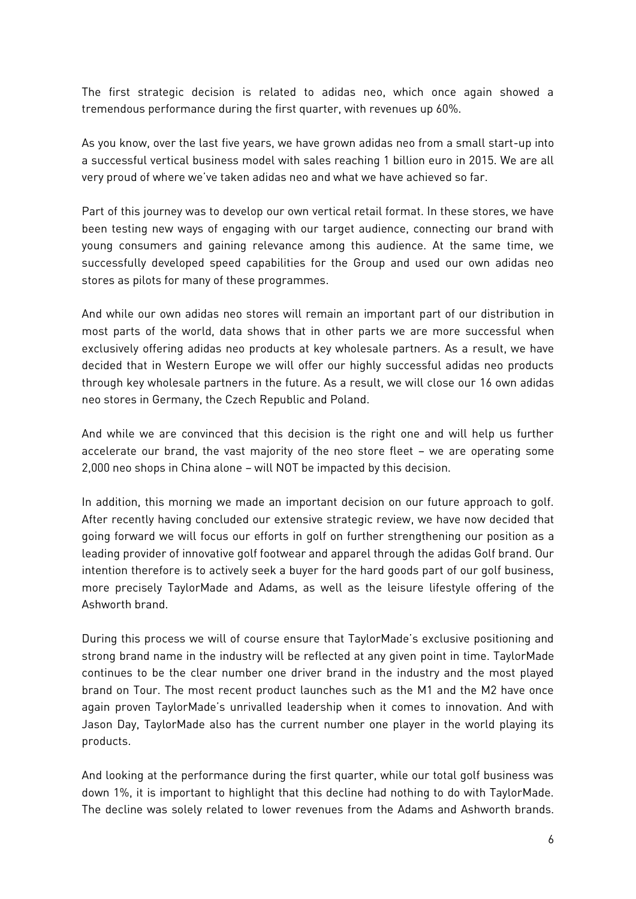The first strategic decision is related to adidas neo, which once again showed a tremendous performance during the first quarter, with revenues up 60%.

As you know, over the last five years, we have grown adidas neo from a small start-up into a successful vertical business model with sales reaching 1 billion euro in 2015. We are all very proud of where we've taken adidas neo and what we have achieved so far.

Part of this journey was to develop our own vertical retail format. In these stores, we have been testing new ways of engaging with our target audience, connecting our brand with young consumers and gaining relevance among this audience. At the same time, we successfully developed speed capabilities for the Group and used our own adidas neo stores as pilots for many of these programmes.

And while our own adidas neo stores will remain an important part of our distribution in most parts of the world, data shows that in other parts we are more successful when exclusively offering adidas neo products at key wholesale partners. As a result, we have decided that in Western Europe we will offer our highly successful adidas neo products through key wholesale partners in the future. As a result, we will close our 16 own adidas neo stores in Germany, the Czech Republic and Poland.

And while we are convinced that this decision is the right one and will help us further accelerate our brand, the vast majority of the neo store fleet – we are operating some 2,000 neo shops in China alone – will NOT be impacted by this decision.

In addition, this morning we made an important decision on our future approach to golf. After recently having concluded our extensive strategic review, we have now decided that going forward we will focus our efforts in golf on further strengthening our position as a leading provider of innovative golf footwear and apparel through the adidas Golf brand. Our intention therefore is to actively seek a buyer for the hard goods part of our golf business, more precisely TaylorMade and Adams, as well as the leisure lifestyle offering of the Ashworth brand.

During this process we will of course ensure that TaylorMade's exclusive positioning and strong brand name in the industry will be reflected at any given point in time. TaylorMade continues to be the clear number one driver brand in the industry and the most played brand on Tour. The most recent product launches such as the M1 and the M2 have once again proven TaylorMade's unrivalled leadership when it comes to innovation. And with Jason Day, TaylorMade also has the current number one player in the world playing its products.

And looking at the performance during the first quarter, while our total golf business was down 1%, it is important to highlight that this decline had nothing to do with TaylorMade. The decline was solely related to lower revenues from the Adams and Ashworth brands.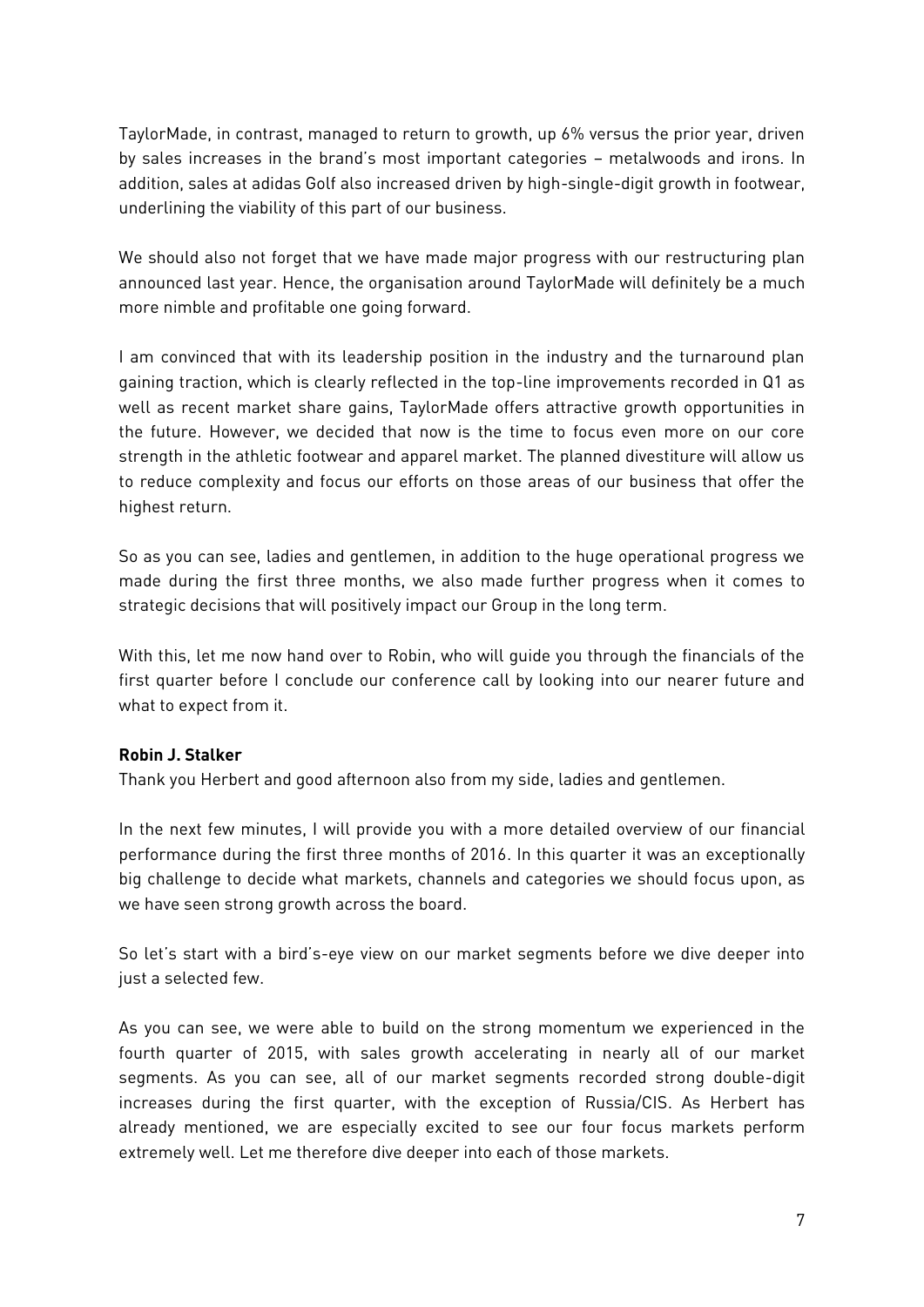TaylorMade, in contrast, managed to return to growth, up 6% versus the prior year, driven by sales increases in the brand's most important categories – metalwoods and irons. In addition, sales at adidas Golf also increased driven by high-single-digit growth in footwear, underlining the viability of this part of our business.

We should also not forget that we have made major progress with our restructuring plan announced last year. Hence, the organisation around TaylorMade will definitely be a much more nimble and profitable one going forward.

I am convinced that with its leadership position in the industry and the turnaround plan gaining traction, which is clearly reflected in the top-line improvements recorded in Q1 as well as recent market share gains, TaylorMade offers attractive growth opportunities in the future. However, we decided that now is the time to focus even more on our core strength in the athletic footwear and apparel market. The planned divestiture will allow us to reduce complexity and focus our efforts on those areas of our business that offer the highest return.

So as you can see, ladies and gentlemen, in addition to the huge operational progress we made during the first three months, we also made further progress when it comes to strategic decisions that will positively impact our Group in the long term.

With this, let me now hand over to Robin, who will guide you through the financials of the first quarter before I conclude our conference call by looking into our nearer future and what to expect from it.

**Robin J. Stalker**

Thank you Herbert and good afternoon also from my side, ladies and gentlemen.

In the next few minutes, I will provide you with a more detailed overview of our financial performance during the first three months of 2016. In this quarter it was an exceptionally big challenge to decide what markets, channels and categories we should focus upon, as we have seen strong growth across the board.

So let's start with a bird's-eye view on our market segments before we dive deeper into just a selected few.

As you can see, we were able to build on the strong momentum we experienced in the fourth quarter of 2015, with sales growth accelerating in nearly all of our market segments. As you can see, all of our market segments recorded strong double-digit increases during the first quarter, with the exception of Russia/CIS. As Herbert has already mentioned, we are especially excited to see our four focus markets perform extremely well. Let me therefore dive deeper into each of those markets.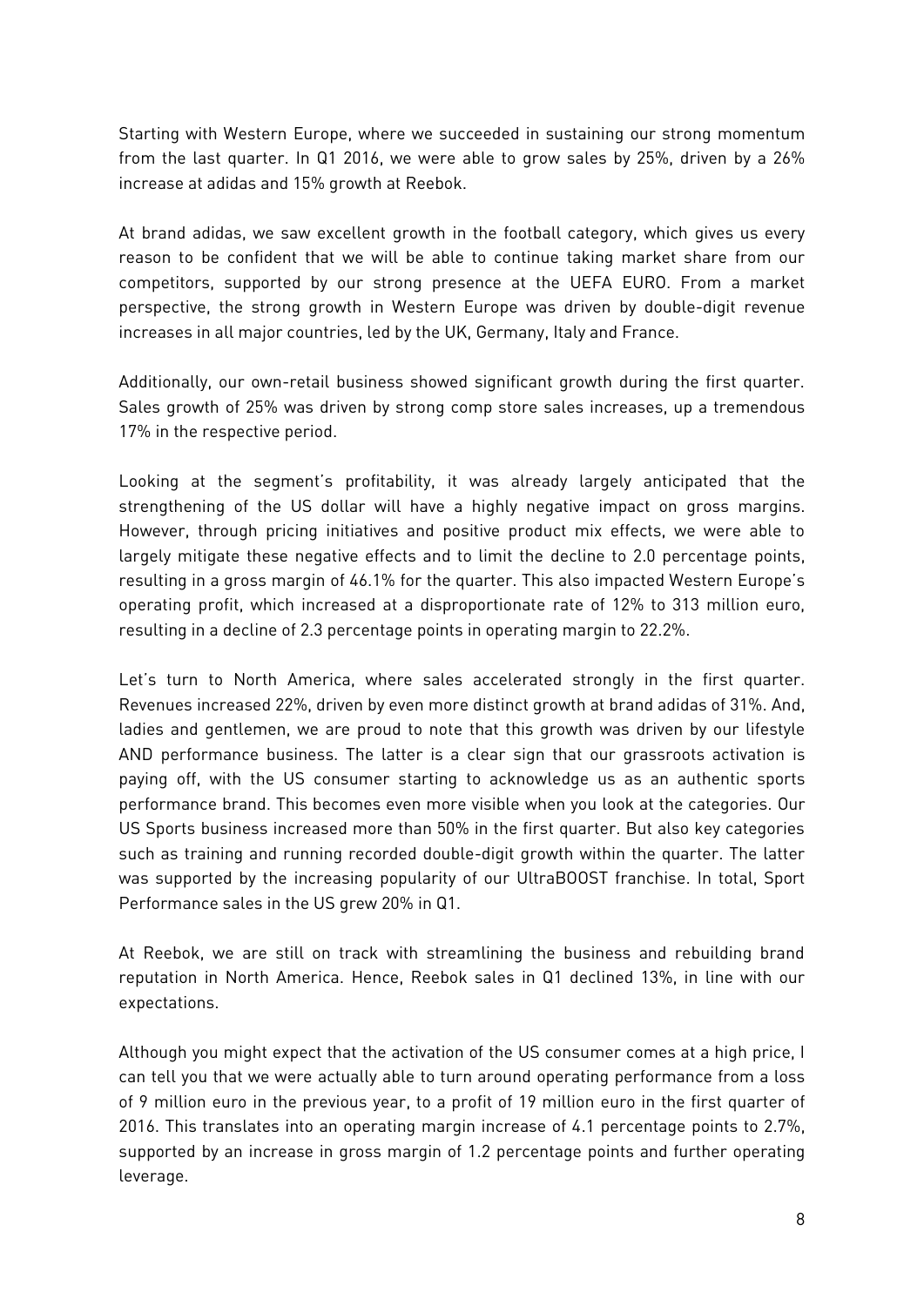Starting with Western Europe, where we succeeded in sustaining our strong momentum from the last quarter. In Q1 2016, we were able to grow sales by 25%, driven by a 26% increase at adidas and 15% growth at Reebok.

At brand adidas, we saw excellent growth in the football category, which gives us every reason to be confident that we will be able to continue taking market share from our competitors, supported by our strong presence at the UEFA EURO. From a market perspective, the strong growth in Western Europe was driven by double-digit revenue increases in all major countries, led by the UK, Germany, Italy and France.

Additionally, our own-retail business showed significant growth during the first quarter. Sales growth of 25% was driven by strong comp store sales increases, up a tremendous 17% in the respective period.

Looking at the segment's profitability, it was already largely anticipated that the strengthening of the US dollar will have a highly negative impact on gross margins. However, through pricing initiatives and positive product mix effects, we were able to largely mitigate these negative effects and to limit the decline to 2.0 percentage points, resulting in a gross margin of 46.1% for the quarter. This also impacted Western Europe's operating profit, which increased at a disproportionate rate of 12% to 313 million euro, resulting in a decline of 2.3 percentage points in operating margin to 22.2%.

Let's turn to North America, where sales accelerated strongly in the first quarter. Revenues increased 22%, driven by even more distinct growth at brand adidas of 31%. And, ladies and gentlemen, we are proud to note that this growth was driven by our lifestyle AND performance business. The latter is a clear sign that our grassroots activation is paying off, with the US consumer starting to acknowledge us as an authentic sports performance brand. This becomes even more visible when you look at the categories. Our US Sports business increased more than 50% in the first quarter. But also key categories such as training and running recorded double-digit growth within the quarter. The latter was supported by the increasing popularity of our UltraBOOST franchise. In total, Sport Performance sales in the US grew 20% in Q1.

At Reebok, we are still on track with streamlining the business and rebuilding brand reputation in North America. Hence, Reebok sales in Q1 declined 13%, in line with our expectations.

Although you might expect that the activation of the US consumer comes at a high price, I can tell you that we were actually able to turn around operating performance from a loss of 9 million euro in the previous year, to a profit of 19 million euro in the first quarter of 2016. This translates into an operating margin increase of 4.1 percentage points to 2.7%, supported by an increase in gross margin of 1.2 percentage points and further operating leverage.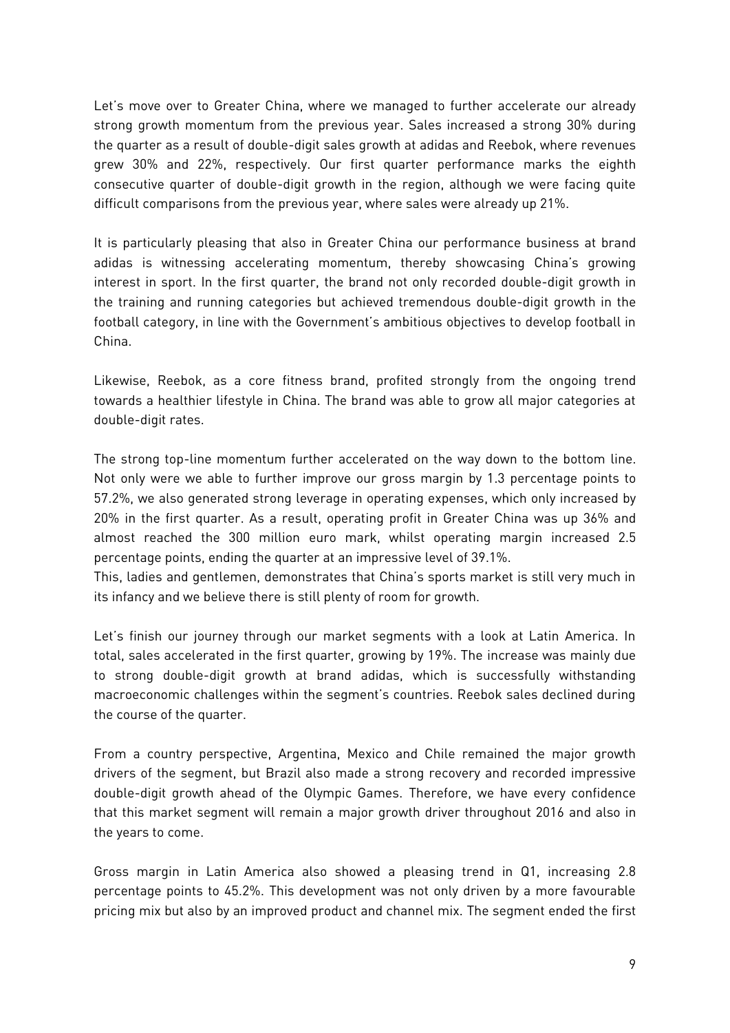Let's move over to Greater China, where we managed to further accelerate our already strong growth momentum from the previous year. Sales increased a strong 30% during the quarter as a result of double-digit sales growth at adidas and Reebok, where revenues grew 30% and 22%, respectively. Our first quarter performance marks the eighth consecutive quarter of double-digit growth in the region, although we were facing quite difficult comparisons from the previous year, where sales were already up 21%.

It is particularly pleasing that also in Greater China our performance business at brand adidas is witnessing accelerating momentum, thereby showcasing China's growing interest in sport. In the first quarter, the brand not only recorded double-digit growth in the training and running categories but achieved tremendous double-digit growth in the football category, in line with the Government's ambitious objectives to develop football in China.

Likewise, Reebok, as a core fitness brand, profited strongly from the ongoing trend towards a healthier lifestyle in China. The brand was able to grow all major categories at double-digit rates.

The strong top-line momentum further accelerated on the way down to the bottom line. Not only were we able to further improve our gross margin by 1.3 percentage points to 57.2%, we also generated strong leverage in operating expenses, which only increased by 20% in the first quarter. As a result, operating profit in Greater China was up 36% and almost reached the 300 million euro mark, whilst operating margin increased 2.5 percentage points, ending the quarter at an impressive level of 39.1%.
This, ladies and gentlemen, demonstrates that China's sports market is still very much in its infancy and we believe there is still plenty of room for growth.

Let's finish our journey through our market segments with a look at Latin America. In total, sales accelerated in the first quarter, growing by 19%. The increase was mainly due to strong double-digit growth at brand adidas, which is successfully withstanding macroeconomic challenges within the segment's countries. Reebok sales declined during the course of the quarter.

From a country perspective, Argentina, Mexico and Chile remained the major growth drivers of the segment, but Brazil also made a strong recovery and recorded impressive double-digit growth ahead of the Olympic Games. Therefore, we have every confidence that this market segment will remain a major growth driver throughout 2016 and also in the years to come.

Gross margin in Latin America also showed a pleasing trend in Q1, increasing 2.8 percentage points to 45.2%. This development was not only driven by a more favourable pricing mix but also by an improved product and channel mix. The segment ended the first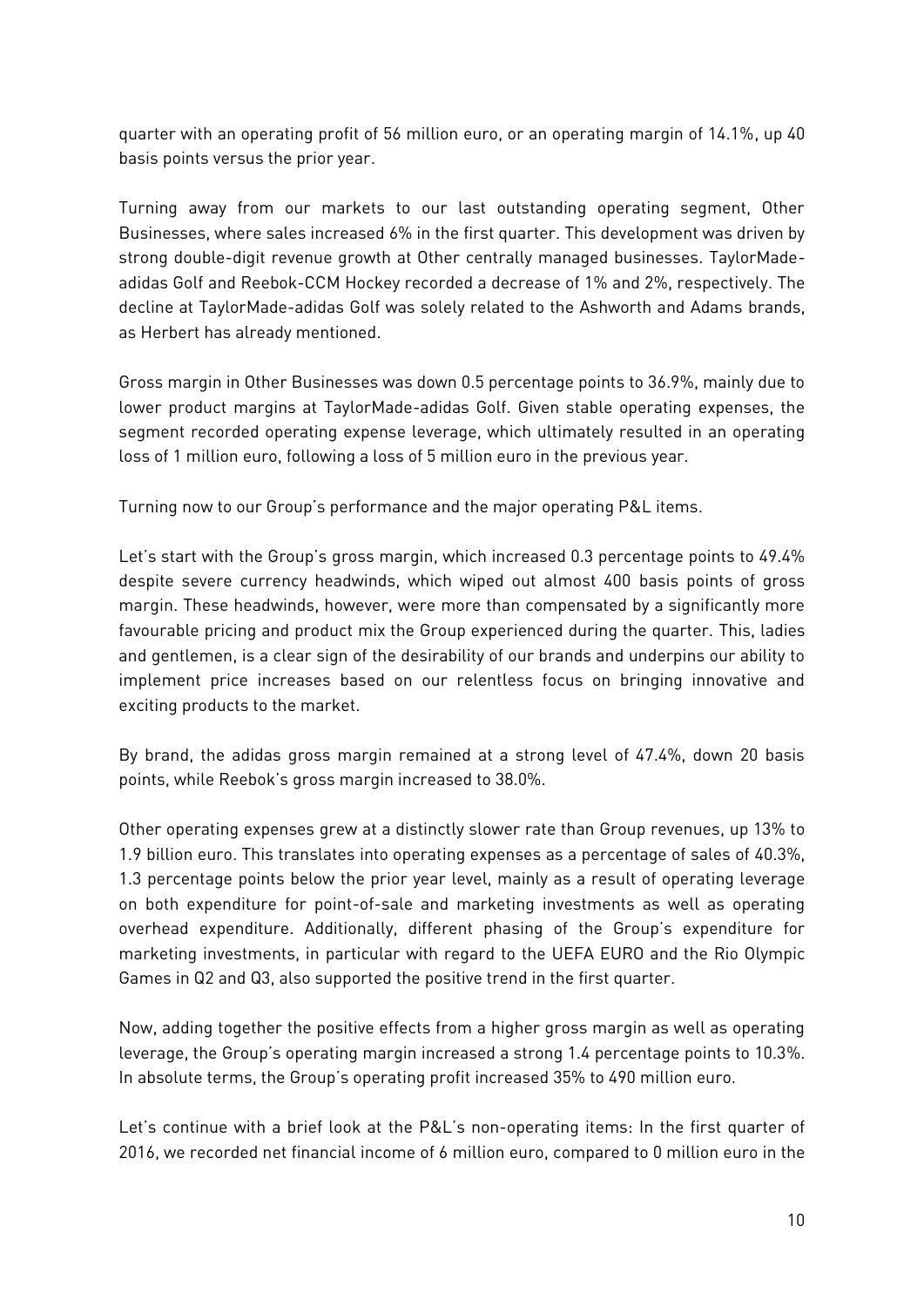quarter with an operating profit of 56 million euro, or an operating margin of 14.1%, up 40 basis points versus the prior year.

Turning away from our markets to our last outstanding operating segment, Other Businesses, where sales increased 6% in the first quarter. This development was driven by strong double-digit revenue growth at Other centrally managed businesses. TaylorMade-adidas Golf and Reebok-CCM Hockey recorded a decrease of 1% and 2%, respectively. The decline at TaylorMade-adidas Golf was solely related to the Ashworth and Adams brands, as Herbert has already mentioned.

Gross margin in Other Businesses was down 0.5 percentage points to 36.9%, mainly due to lower product margins at TaylorMade-adidas Golf. Given stable operating expenses, the segment recorded operating expense leverage, which ultimately resulted in an operating loss of 1 million euro, following a loss of 5 million euro in the previous year.

Turning now to our Group's performance and the major operating P&L items.

Let's start with the Group's gross margin, which increased 0.3 percentage points to 49.4% despite severe currency headwinds, which wiped out almost 400 basis points of gross margin. These headwinds, however, were more than compensated by a significantly more favourable pricing and product mix the Group experienced during the quarter. This, ladies and gentlemen, is a clear sign of the desirability of our brands and underpins our ability to implement price increases based on our relentless focus on bringing innovative and exciting products to the market.

By brand, the adidas gross margin remained at a strong level of 47.4%, down 20 basis points, while Reebok's gross margin increased to 38.0%.

Other operating expenses grew at a distinctly slower rate than Group revenues, up 13% to 1.9 billion euro. This translates into operating expenses as a percentage of sales of 40.3%, 1.3 percentage points below the prior year level, mainly as a result of operating leverage on both expenditure for point-of-sale and marketing investments as well as operating overhead expenditure. Additionally, different phasing of the Group's expenditure for marketing investments, in particular with regard to the UEFA EURO and the Rio Olympic Games in Q2 and Q3, also supported the positive trend in the first quarter.

Now, adding together the positive effects from a higher gross margin as well as operating leverage, the Group's operating margin increased a strong 1.4 percentage points to 10.3%. In absolute terms, the Group's operating profit increased 35% to 490 million euro.

Let's continue with a brief look at the P&L's non-operating items: In the first quarter of 2016, we recorded net financial income of 6 million euro, compared to 0 million euro in the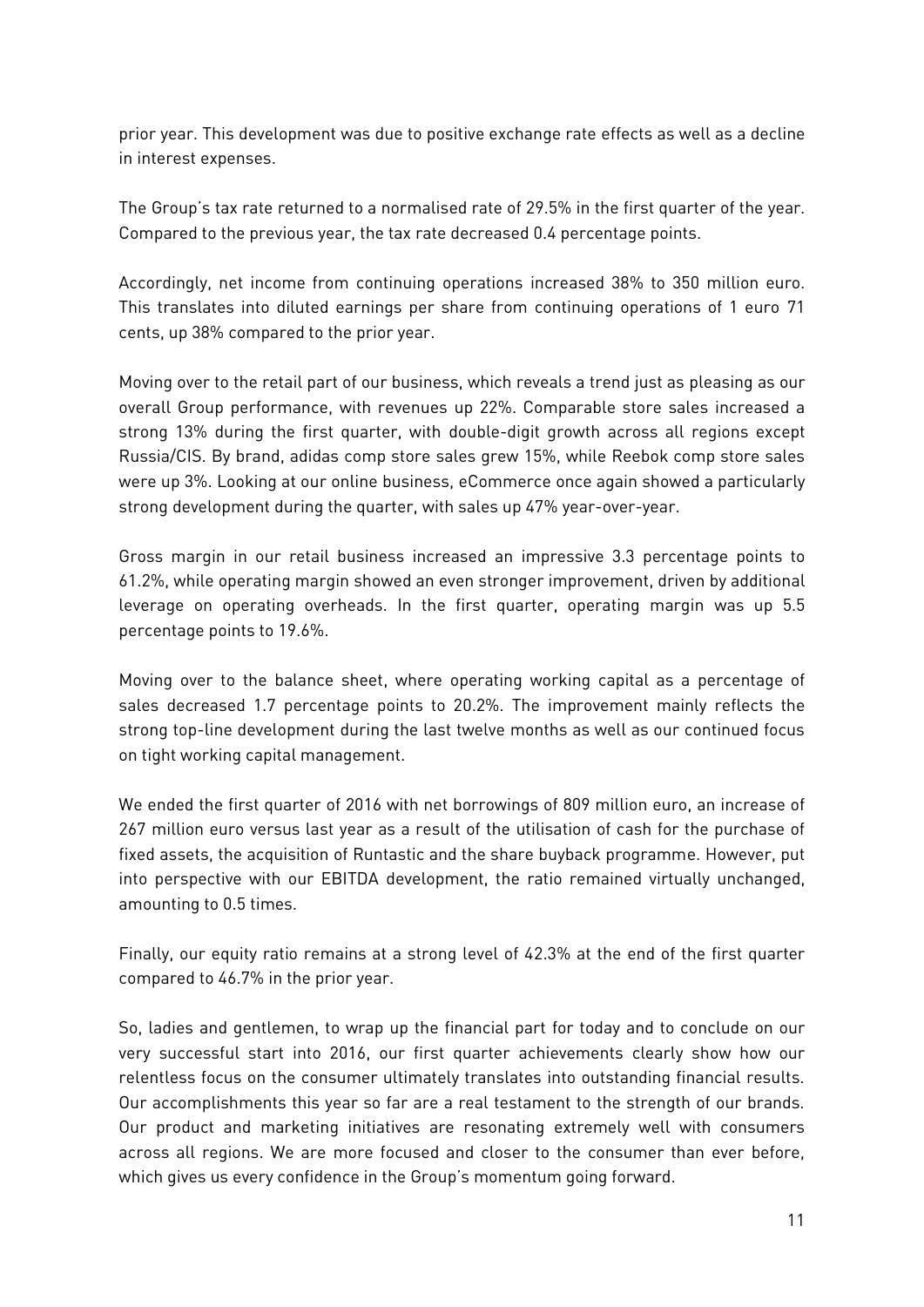prior year. This development was due to positive exchange rate effects as well as a decline in interest expenses.

The Group's tax rate returned to a normalised rate of 29.5% in the first quarter of the year. Compared to the previous year, the tax rate decreased 0.4 percentage points.

Accordingly, net income from continuing operations increased 38% to 350 million euro. This translates into diluted earnings per share from continuing operations of 1 euro 71 cents, up 38% compared to the prior year.

Moving over to the retail part of our business, which reveals a trend just as pleasing as our overall Group performance, with revenues up 22%. Comparable store sales increased a strong 13% during the first quarter, with double-digit growth across all regions except Russia/CIS. By brand, adidas comp store sales grew 15%, while Reebok comp store sales were up 3%. Looking at our online business, eCommerce once again showed a particularly strong development during the quarter, with sales up 47% year-over-year.

Gross margin in our retail business increased an impressive 3.3 percentage points to 61.2%, while operating margin showed an even stronger improvement, driven by additional leverage on operating overheads. In the first quarter, operating margin was up 5.5 percentage points to 19.6%.

Moving over to the balance sheet, where operating working capital as a percentage of sales decreased 1.7 percentage points to 20.2%. The improvement mainly reflects the strong top-line development during the last twelve months as well as our continued focus on tight working capital management.

We ended the first quarter of 2016 with net borrowings of 809 million euro, an increase of 267 million euro versus last year as a result of the utilisation of cash for the purchase of fixed assets, the acquisition of Runtastic and the share buyback programme. However, put into perspective with our EBITDA development, the ratio remained virtually unchanged, amounting to 0.5 times.

Finally, our equity ratio remains at a strong level of 42.3% at the end of the first quarter compared to 46.7% in the prior year.

So, ladies and gentlemen, to wrap up the financial part for today and to conclude on our very successful start into 2016, our first quarter achievements clearly show how our relentless focus on the consumer ultimately translates into outstanding financial results. Our accomplishments this year so far are a real testament to the strength of our brands. Our product and marketing initiatives are resonating extremely well with consumers across all regions. We are more focused and closer to the consumer than ever before, which gives us every confidence in the Group's momentum going forward.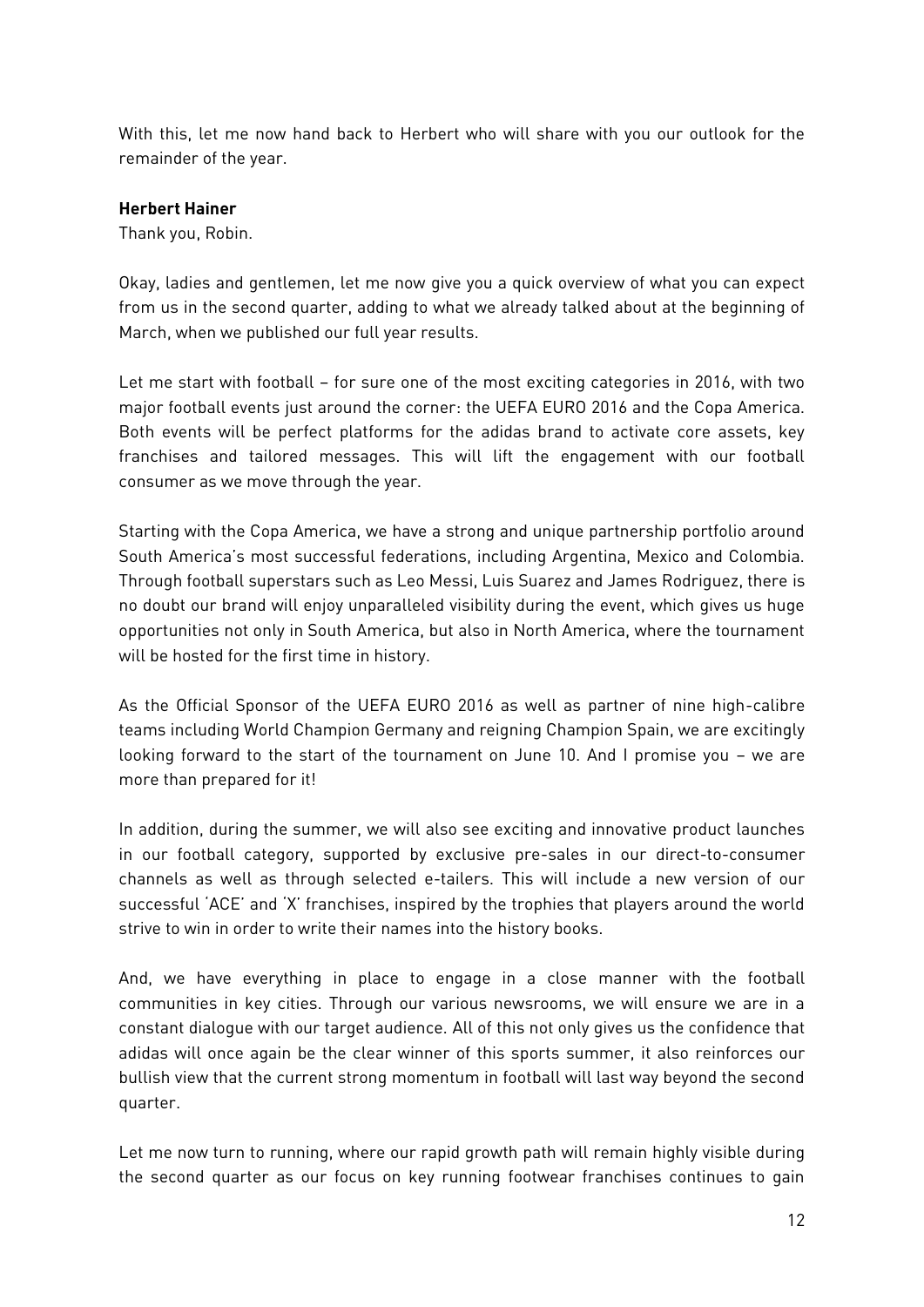With this, let me now hand back to Herbert who will share with you our outlook for the remainder of the year.

**Herbert Hainer**

Thank you, Robin.

Okay, ladies and gentlemen, let me now give you a quick overview of what you can expect from us in the second quarter, adding to what we already talked about at the beginning of March, when we published our full year results.

Let me start with football – for sure one of the most exciting categories in 2016, with two major football events just around the corner: the UEFA EURO 2016 and the Copa America. Both events will be perfect platforms for the adidas brand to activate core assets, key franchises and tailored messages. This will lift the engagement with our football consumer as we move through the year.

Starting with the Copa America, we have a strong and unique partnership portfolio around South America's most successful federations, including Argentina, Mexico and Colombia. Through football superstars such as Leo Messi, Luis Suarez and James Rodriguez, there is no doubt our brand will enjoy unparalleled visibility during the event, which gives us huge opportunities not only in South America, but also in North America, where the tournament will be hosted for the first time in history.

As the Official Sponsor of the UEFA EURO 2016 as well as partner of nine high-calibre teams including World Champion Germany and reigning Champion Spain, we are excitingly looking forward to the start of the tournament on June 10. And I promise you – we are more than prepared for it!

In addition, during the summer, we will also see exciting and innovative product launches in our football category, supported by exclusive pre-sales in our direct-to-consumer channels as well as through selected e-tailers. This will include a new version of our successful 'ACE' and 'X' franchises, inspired by the trophies that players around the world strive to win in order to write their names into the history books.

And, we have everything in place to engage in a close manner with the football communities in key cities. Through our various newsrooms, we will ensure we are in a constant dialogue with our target audience. All of this not only gives us the confidence that adidas will once again be the clear winner of this sports summer, it also reinforces our bullish view that the current strong momentum in football will last way beyond the second quarter.

Let me now turn to running, where our rapid growth path will remain highly visible during the second quarter as our focus on key running footwear franchises continues to gain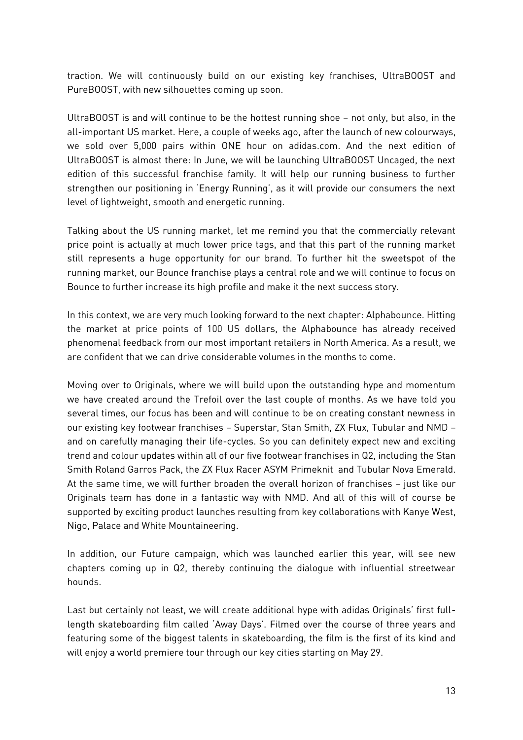traction. We will continuously build on our existing key franchises, UltraBOOST and PureBOOST, with new silhouettes coming up soon.

UltraBOOST is and will continue to be the hottest running shoe – not only, but also, in the all-important US market. Here, a couple of weeks ago, after the launch of new colourways, we sold over 5,000 pairs within ONE hour on adidas.com. And the next edition of UltraBOOST is almost there: In June, we will be launching UltraBOOST Uncaged, the next edition of this successful franchise family. It will help our running business to further strengthen our positioning in 'Energy Running', as it will provide our consumers the next level of lightweight, smooth and energetic running.

Talking about the US running market, let me remind you that the commercially relevant price point is actually at much lower price tags, and that this part of the running market still represents a huge opportunity for our brand. To further hit the sweetspot of the running market, our Bounce franchise plays a central role and we will continue to focus on Bounce to further increase its high profile and make it the next success story.

In this context, we are very much looking forward to the next chapter: Alphabounce. Hitting the market at price points of 100 US dollars, the Alphabounce has already received phenomenal feedback from our most important retailers in North America. As a result, we are confident that we can drive considerable volumes in the months to come.

Moving over to Originals, where we will build upon the outstanding hype and momentum we have created around the Trefoil over the last couple of months. As we have told you several times, our focus has been and will continue to be on creating constant newness in our existing key footwear franchises – Superstar, Stan Smith, ZX Flux, Tubular and NMD – and on carefully managing their life-cycles. So you can definitely expect new and exciting trend and colour updates within all of our five footwear franchises in Q2, including the Stan Smith Roland Garros Pack, the ZX Flux Racer ASYM Primeknit and Tubular Nova Emerald. At the same time, we will further broaden the overall horizon of franchises – just like our Originals team has done in a fantastic way with NMD. And all of this will of course be supported by exciting product launches resulting from key collaborations with Kanye West, Nigo, Palace and White Mountaineering.

In addition, our Future campaign, which was launched earlier this year, will see new chapters coming up in Q2, thereby continuing the dialogue with influential streetwear hounds.

Last but certainly not least, we will create additional hype with adidas Originals' first full-length skateboarding film called 'Away Days'. Filmed over the course of three years and featuring some of the biggest talents in skateboarding, the film is the first of its kind and will enjoy a world premiere tour through our key cities starting on May 29.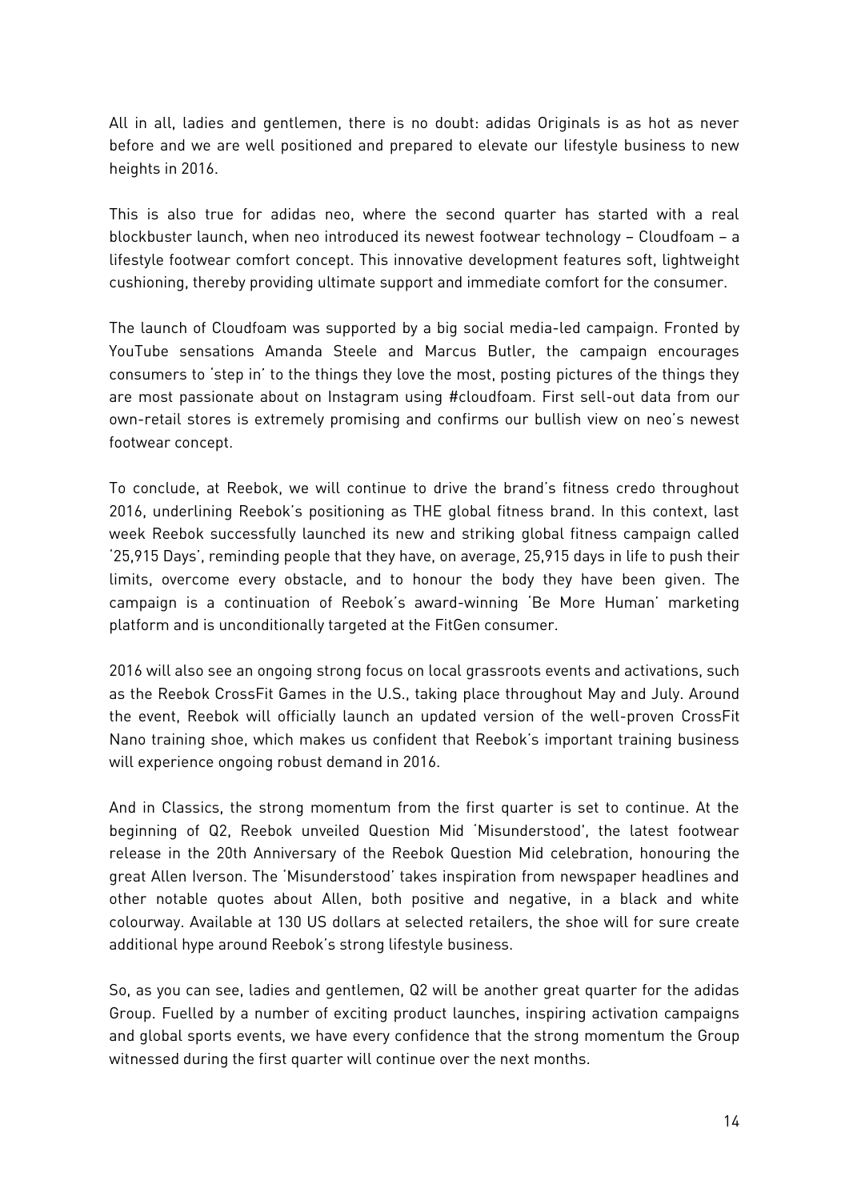All in all, ladies and gentlemen, there is no doubt: adidas Originals is as hot as never before and we are well positioned and prepared to elevate our lifestyle business to new heights in 2016.

This is also true for adidas neo, where the second quarter has started with a real blockbuster launch, when neo introduced its newest footwear technology – Cloudfoam – a lifestyle footwear comfort concept. This innovative development features soft, lightweight cushioning, thereby providing ultimate support and immediate comfort for the consumer.

The launch of Cloudfoam was supported by a big social media-led campaign. Fronted by YouTube sensations Amanda Steele and Marcus Butler, the campaign encourages consumers to 'step in' to the things they love the most, posting pictures of the things they are most passionate about on Instagram using #cloudfoam. First sell-out data from our own-retail stores is extremely promising and confirms our bullish view on neo's newest footwear concept.

To conclude, at Reebok, we will continue to drive the brand's fitness credo throughout 2016, underlining Reebok's positioning as THE global fitness brand. In this context, last week Reebok successfully launched its new and striking global fitness campaign called '25,915 Days', reminding people that they have, on average, 25,915 days in life to push their limits, overcome every obstacle, and to honour the body they have been given. The campaign is a continuation of Reebok's award-winning 'Be More Human' marketing platform and is unconditionally targeted at the FitGen consumer.

2016 will also see an ongoing strong focus on local grassroots events and activations, such as the Reebok CrossFit Games in the U.S., taking place throughout May and July. Around the event, Reebok will officially launch an updated version of the well-proven CrossFit Nano training shoe, which makes us confident that Reebok's important training business will experience ongoing robust demand in 2016.

And in Classics, the strong momentum from the first quarter is set to continue. At the beginning of Q2, Reebok unveiled Question Mid 'Misunderstood', the latest footwear release in the 20th Anniversary of the Reebok Question Mid celebration, honouring the great Allen Iverson. The 'Misunderstood' takes inspiration from newspaper headlines and other notable quotes about Allen, both positive and negative, in a black and white colourway. Available at 130 US dollars at selected retailers, the shoe will for sure create additional hype around Reebok's strong lifestyle business.

So, as you can see, ladies and gentlemen, Q2 will be another great quarter for the adidas Group. Fuelled by a number of exciting product launches, inspiring activation campaigns and global sports events, we have every confidence that the strong momentum the Group witnessed during the first quarter will continue over the next months.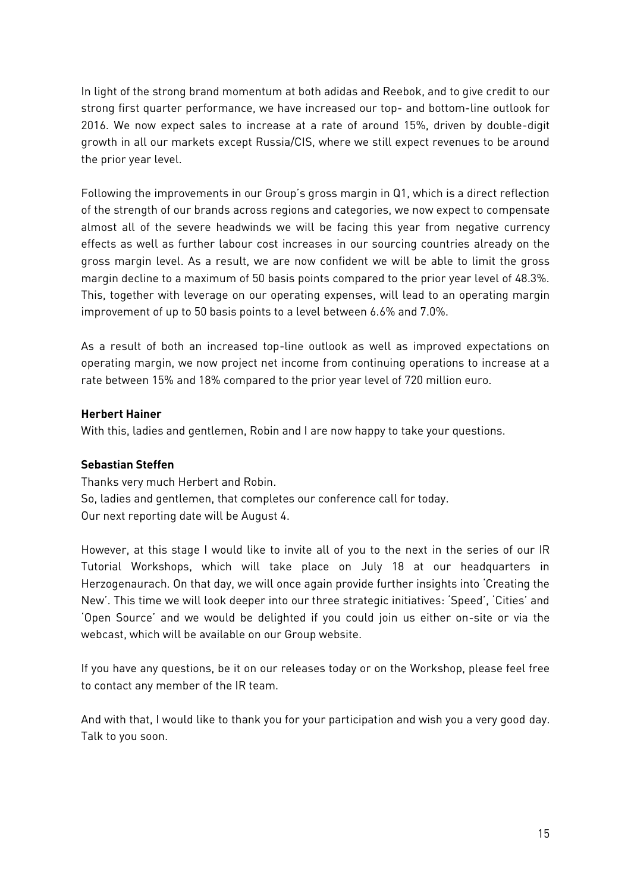In light of the strong brand momentum at both adidas and Reebok, and to give credit to our strong first quarter performance, we have increased our top- and bottom-line outlook for 2016. We now expect sales to increase at a rate of around 15%, driven by double-digit growth in all our markets except Russia/CIS, where we still expect revenues to be around the prior year level.

Following the improvements in our Group's gross margin in Q1, which is a direct reflection of the strength of our brands across regions and categories, we now expect to compensate almost all of the severe headwinds we will be facing this year from negative currency effects as well as further labour cost increases in our sourcing countries already on the gross margin level. As a result, we are now confident we will be able to limit the gross margin decline to a maximum of 50 basis points compared to the prior year level of 48.3%. This, together with leverage on our operating expenses, will lead to an operating margin improvement of up to 50 basis points to a level between 6.6% and 7.0%.

As a result of both an increased top-line outlook as well as improved expectations on operating margin, we now project net income from continuing operations to increase at a rate between 15% and 18% compared to the prior year level of 720 million euro.

**Herbert Hainer**

With this, ladies and gentlemen, Robin and I are now happy to take your questions.

**Sebastian Steffen**

Thanks very much Herbert and Robin.
So, ladies and gentlemen, that completes our conference call for today.
Our next reporting date will be August 4.

However, at this stage I would like to invite all of you to the next in the series of our IR Tutorial Workshops, which will take place on July 18 at our headquarters in Herzogenaurach. On that day, we will once again provide further insights into 'Creating the New'. This time we will look deeper into our three strategic initiatives: 'Speed', 'Cities' and 'Open Source' and we would be delighted if you could join us either on-site or via the webcast, which will be available on our Group website.

If you have any questions, be it on our releases today or on the Workshop, please feel free to contact any member of the IR team.

And with that, I would like to thank you for your participation and wish you a very good day. Talk to you soon.